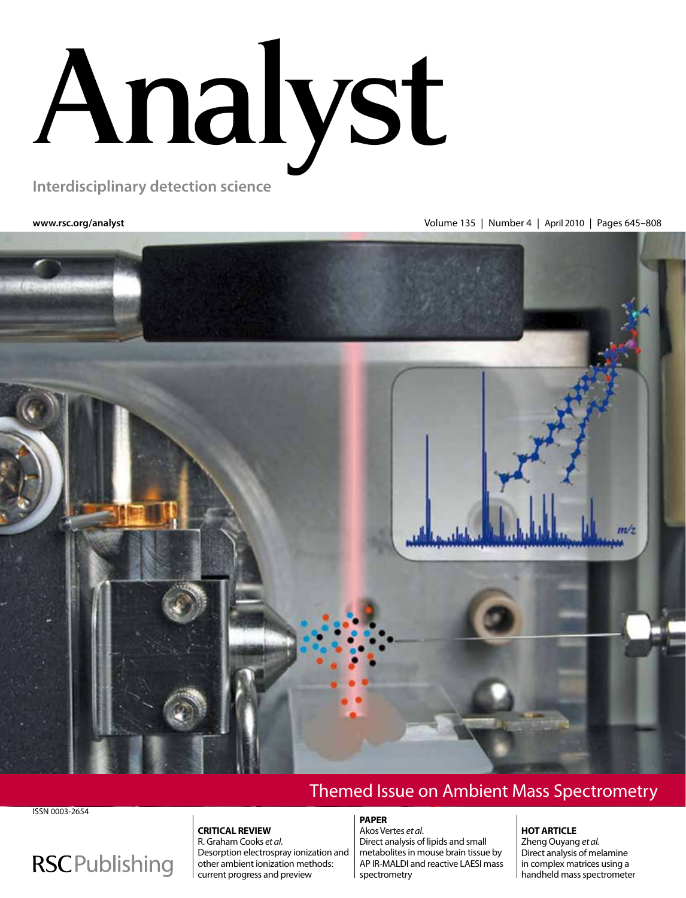# Analyst

Interdisciplinary detection science

www.rsc.org/analyst

Volume 135 | Number 4 | April 2010 | Pages 645–808

## Themed Issue on Ambient Mass Spectrometry

ISSN 0003-2654

RSCPublishing

**CRITICAL REVIEW**
R. Graham Cooks *et al.*
Desorption electrospray ionization and other ambient ionization methods: current progress and preview

**PAPER**
Akos Vertes *et al.*
Direct analysis of lipids and small metabolites in mouse brain tissue by AP IR-MALDI and reactive LAESI mass spectrometry

**HOT ARTICLE**
Zheng Ouyang *et al.*
Direct analysis of melamine in complex matrices using a handheld mass spectrometer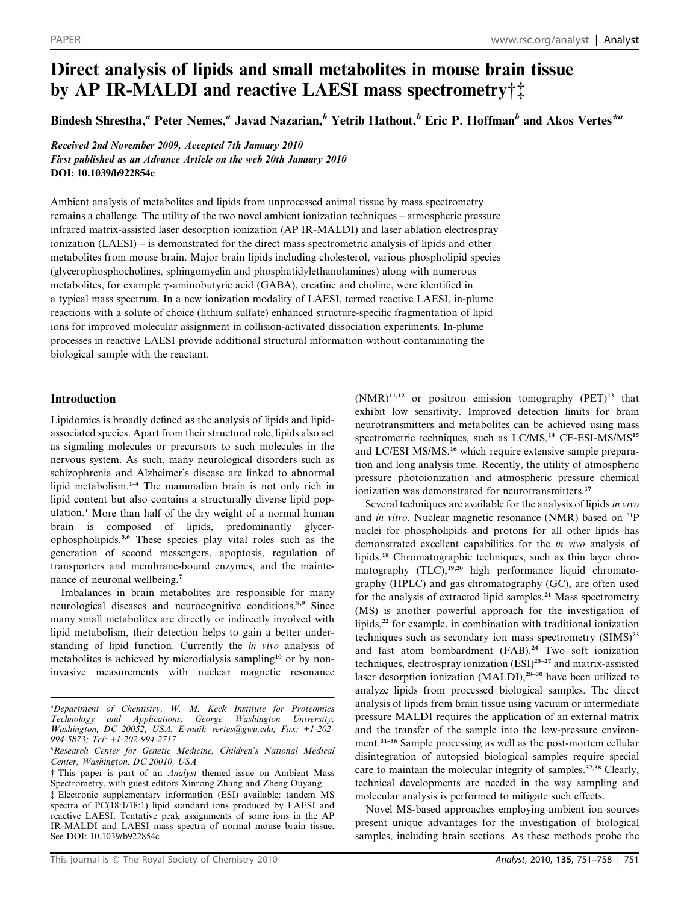# Direct analysis of lipids and small metabolites in mouse brain tissue by AP IR-MALDI and reactive LAESI mass spectrometry†‡

Bindesh Shrestha,[a] Peter Nemes,[a] Javad Nazarian,[b] Yetrib Hathout,[b] Eric P. Hoffman[b] and Akos Vertes*[a]

*Received 2nd November 2009, Accepted 7th January 2010*
*First published as an Advance Article on the web 20th January 2010*
**DOI: 10.1039/b922854c**

Ambient analysis of metabolites and lipids from unprocessed animal tissue by mass spectrometry remains a challenge. The utility of the two novel ambient ionization techniques – atmospheric pressure infrared matrix-assisted laser desorption ionization (AP IR-MALDI) and laser ablation electrospray ionization (LAESI) – is demonstrated for the direct mass spectrometric analysis of lipids and other metabolites from mouse brain. Major brain lipids including cholesterol, various phospholipid species (glycerophosphocholines, sphingomyelin and phosphatidylethanolamines) along with numerous metabolites, for example γ-aminobutyric acid (GABA), creatine and choline, were identified in a typical mass spectrum. In a new ionization modality of LAESI, termed reactive LAESI, in-plume reactions with a solute of choice (lithium sulfate) enhanced structure-specific fragmentation of lipid ions for improved molecular assignment in collision-activated dissociation experiments. In-plume processes in reactive LAESI provide additional structural information without contaminating the biological sample with the reactant.

## Introduction

Lipidomics is broadly defined as the analysis of lipids and lipid-associated species. Apart from their structural role, lipids also act as signaling molecules or precursors to such molecules in the nervous system. As such, many neurological disorders such as schizophrenia and Alzheimer's disease are linked to abnormal lipid metabolism.[1–4] The mammalian brain is not only rich in lipid content but also contains a structurally diverse lipid population.[1] More than half of the dry weight of a normal human brain is composed of lipids, predominantly glycerophospholipids.[5,6] These species play vital roles such as the generation of second messengers, apoptosis, regulation of transporters and membrane-bound enzymes, and the maintenance of neuronal wellbeing.[7]

Imbalances in brain metabolites are responsible for many neurological diseases and neurocognitive conditions.[8,9] Since many small metabolites are directly or indirectly involved with lipid metabolism, their detection helps to gain a better understanding of lipid function. Currently the *in vivo* analysis of metabolites is achieved by microdialysis sampling[10] or by non-invasive measurements with nuclear magnetic resonance (NMR)[11,12] or positron emission tomography (PET)[13] that exhibit low sensitivity. Improved detection limits for brain neurotransmitters and metabolites can be achieved using mass spectrometric techniques, such as LC/MS,[14] CE-ESI-MS/MS[15] and LC/ESI MS/MS,[16] which require extensive sample preparation and long analysis time. Recently, the utility of atmospheric pressure photoionization and atmospheric pressure chemical ionization was demonstrated for neurotransmitters.[17]

Several techniques are available for the analysis of lipids *in vivo* and *in vitro*. Nuclear magnetic resonance (NMR) based on $^{31}$P nuclei for phospholipids and protons for all other lipids has demonstrated excellent capabilities for the *in vivo* analysis of lipids.[18] Chromatographic techniques, such as thin layer chromatography (TLC),[19,20] high performance liquid chromatography (HPLC) and gas chromatography (GC), are often used for the analysis of extracted lipid samples.[21] Mass spectrometry (MS) is another powerful approach for the investigation of lipids,[22] for example, in combination with traditional ionization techniques such as secondary ion mass spectrometry (SIMS)[23] and fast atom bombardment (FAB).[24] Two soft ionization techniques, electrospray ionization (ESI)[25–27] and matrix-assisted laser desorption ionization (MALDI),[28–30] have been utilized to analyze lipids from processed biological samples. The direct analysis of lipids from brain tissue using vacuum or intermediate pressure MALDI requires the application of an external matrix and the transfer of the sample into the low-pressure environment.[31–36] Sample processing as well as the post-mortem cellular disintegration of autopsied biological samples require special care to maintain the molecular integrity of samples.[37,38] Clearly, technical developments are needed in the way sampling and molecular analysis is performed to mitigate such effects.

Novel MS-based approaches employing ambient ion sources present unique advantages for the investigation of biological samples, including brain sections. As these methods probe the

---

[a] Department of Chemistry, W. M. Keck Institute for Proteomics Technology and Applications, George Washington University, Washington, DC 20052, USA. E-mail: vertes@gwu.edu; Fax: +1-202-994-5873; Tel: +1-202-994-2717

[b] Research Center for Genetic Medicine, Children's National Medical Center, Washington, DC 20010, USA

† This paper is part of an *Analyst* themed issue on Ambient Mass Spectrometry, with guest editors Xinrong Zhang and Zheng Ouyang.

‡ Electronic supplementary information (ESI) available: tandem MS spectra of PC(18:1/18:1) lipid standard ions produced by LAESI and reactive LAESI. Tentative peak assignments of some ions in the AP IR-MALDI and LAESI mass spectra of normal mouse brain tissue. See DOI: 10.1039/b922854c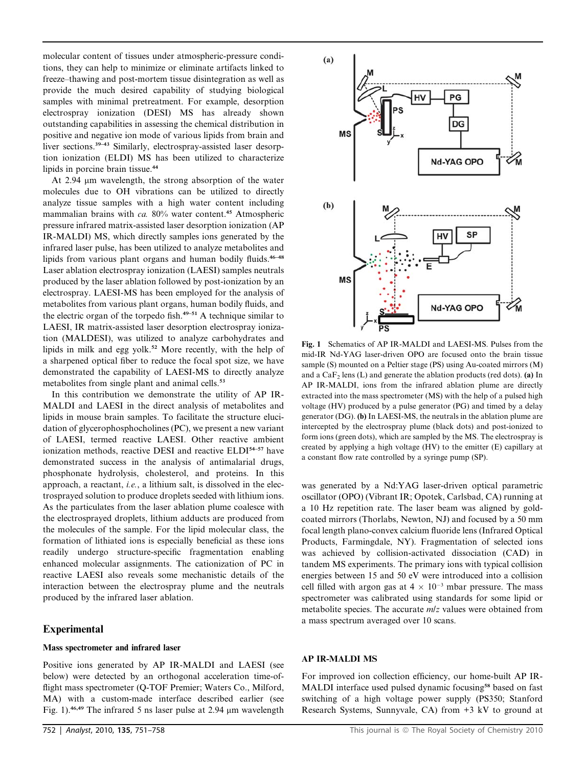molecular content of tissues under atmospheric-pressure conditions, they can help to minimize or eliminate artifacts linked to freeze–thawing and post-mortem tissue disintegration as well as provide the much desired capability of studying biological samples with minimal pretreatment. For example, desorption electrospray ionization (DESI) MS has already shown outstanding capabilities in assessing the chemical distribution in positive and negative ion mode of various lipids from brain and liver sections.[39–43] Similarly, electrospray-assisted laser desorption ionization (ELDI) MS has been utilized to characterize lipids in porcine brain tissue.[44]

At 2.94 μm wavelength, the strong absorption of the water molecules due to OH vibrations can be utilized to directly analyze tissue samples with a high water content including mammalian brains with *ca.* 80% water content.[45] Atmospheric pressure infrared matrix-assisted laser desorption ionization (AP IR-MALDI) MS, which directly samples ions generated by the infrared laser pulse, has been utilized to analyze metabolites and lipids from various plant organs and human bodily fluids.[46–48] Laser ablation electrospray ionization (LAESI) samples neutrals produced by the laser ablation followed by post-ionization by an electrospray. LAESI-MS has been employed for the analysis of metabolites from various plant organs, human bodily fluids, and the electric organ of the torpedo fish.[49–51] A technique similar to LAESI, IR matrix-assisted laser desorption electrospray ionization (MALDESI), was utilized to analyze carbohydrates and lipids in milk and egg yolk.[52] More recently, with the help of a sharpened optical fiber to reduce the focal spot size, we have demonstrated the capability of LAESI-MS to directly analyze metabolites from single plant and animal cells.[53]

In this contribution we demonstrate the utility of AP IR-MALDI and LAESI in the direct analysis of metabolites and lipids in mouse brain samples. To facilitate the structure elucidation of glycerophosphocholines (PC), we present a new variant of LAESI, termed reactive LAESI. Other reactive ambient ionization methods, reactive DESI and reactive ELDI[54–57] have demonstrated success in the analysis of antimalarial drugs, phosphonate hydrolysis, cholesterol, and proteins. In this approach, a reactant, *i.e.*, a lithium salt, is dissolved in the electrosprayed solution to produce droplets seeded with lithium ions. As the particulates from the laser ablation plume coalesce with the electrosprayed droplets, lithium adducts are produced from the molecules of the sample. For the lipid molecular class, the formation of lithiated ions is especially beneficial as these ions readily undergo structure-specific fragmentation enabling enhanced molecular assignments. The cationization of PC in reactive LAESI also reveals some mechanistic details of the interaction between the electrospray plume and the neutrals produced by the infrared laser ablation.

**Fig. 1** Schematics of AP IR-MALDI and LAESI-MS. Pulses from the mid-IR Nd-YAG laser-driven OPO are focused onto the brain tissue sample (S) mounted on a Peltier stage (PS) using Au-coated mirrors (M) and a $CaF_2$ lens (L) and generate the ablation products (red dots). **(a)** In AP IR-MALDI, ions from the infrared ablation plume are directly extracted into the mass spectrometer (MS) with the help of a pulsed high voltage (HV) produced by a pulse generator (PG) and timed by a delay generator (DG). **(b)** In LAESI-MS, the neutrals in the ablation plume are intercepted by the electrospray plume (black dots) and post-ionized to form ions (green dots), which are sampled by the MS. The electrospray is created by applying a high voltage (HV) to the emitter (E) capillary at a constant flow rate controlled by a syringe pump (SP).

## Experimental

### Mass spectrometer and infrared laser

Positive ions generated by AP IR-MALDI and LAESI (see below) were detected by an orthogonal acceleration time-of-flight mass spectrometer (Q-TOF Premier; Waters Co., Milford, MA) with a custom-made interface described earlier (see Fig. 1).[46,49] The infrared 5 ns laser pulse at 2.94 μm wavelength was generated by a Nd:YAG laser-driven optical parametric oscillator (OPO) (Vibrant IR; Opotek, Carlsbad, CA) running at a 10 Hz repetition rate. The laser beam was aligned by gold-coated mirrors (Thorlabs, Newton, NJ) and focused by a 50 mm focal length plano-convex calcium fluoride lens (Infrared Optical Products, Farmingdale, NY). Fragmentation of selected ions was achieved by collision-activated dissociation (CAD) in tandem MS experiments. The primary ions with typical collision energies between 15 and 50 eV were introduced into a collision cell filled with argon gas at $4 \times 10^{-3}$ mbar pressure. The mass spectrometer was calibrated using standards for some lipid or metabolite species. The accurate *m*/*z* values were obtained from a mass spectrum averaged over 10 scans.

### AP IR-MALDI MS

For improved ion collection efficiency, our home-built AP IR-MALDI interface used pulsed dynamic focusing[58] based on fast switching of a high voltage power supply (PS350; Stanford Research Systems, Sunnyvale, CA) from +3 kV to ground at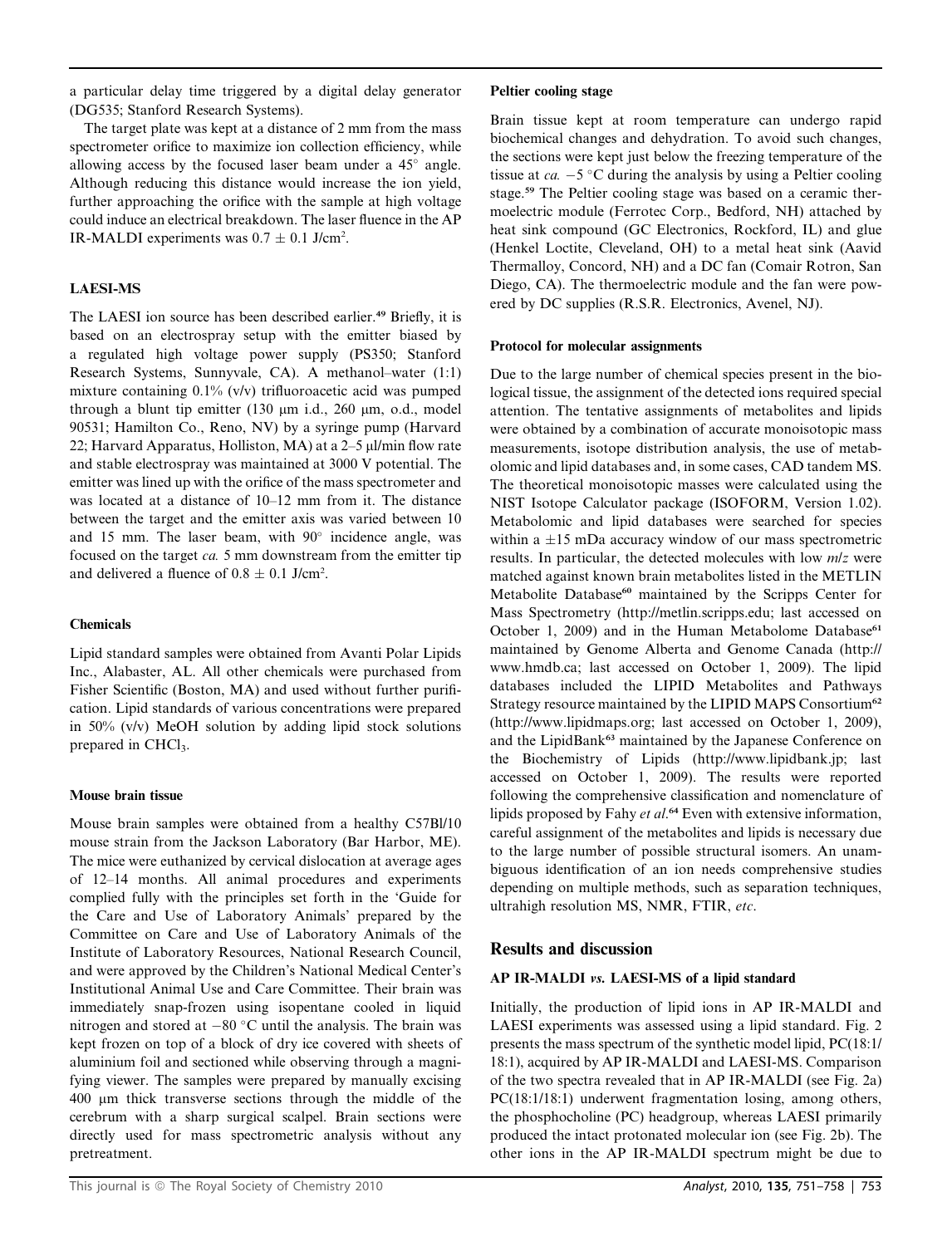a particular delay time triggered by a digital delay generator (DG535; Stanford Research Systems).

The target plate was kept at a distance of 2 mm from the mass spectrometer orifice to maximize ion collection efficiency, while allowing access by the focused laser beam under a 45° angle. Although reducing this distance would increase the ion yield, further approaching the orifice with the sample at high voltage could induce an electrical breakdown. The laser fluence in the AP IR-MALDI experiments was $0.7 \pm 0.1$ J/cm$^2$.

### LAESI-MS

The LAESI ion source has been described earlier.[49] Briefly, it is based on an electrospray setup with the emitter biased by a regulated high voltage power supply (PS350; Stanford Research Systems, Sunnyvale, CA). A methanol–water (1:1) mixture containing 0.1% (v/v) trifluoroacetic acid was pumped through a blunt tip emitter (130 μm i.d., 260 μm, o.d., model 90531; Hamilton Co., Reno, NV) by a syringe pump (Harvard 22; Harvard Apparatus, Holliston, MA) at a 2–5 μl/min flow rate and stable electrospray was maintained at 3000 V potential. The emitter was lined up with the orifice of the mass spectrometer and was located at a distance of 10–12 mm from it. The distance between the target and the emitter axis was varied between 10 and 15 mm. The laser beam, with 90° incidence angle, was focused on the target *ca.* 5 mm downstream from the emitter tip and delivered a fluence of $0.8 \pm 0.1$ J/cm$^2$.

### Chemicals

Lipid standard samples were obtained from Avanti Polar Lipids Inc., Alabaster, AL. All other chemicals were purchased from Fisher Scientific (Boston, MA) and used without further purification. Lipid standards of various concentrations were prepared in 50% (v/v) MeOH solution by adding lipid stock solutions prepared in $CHCl_3$.

### Mouse brain tissue

Mouse brain samples were obtained from a healthy C57Bl/10 mouse strain from the Jackson Laboratory (Bar Harbor, ME). The mice were euthanized by cervical dislocation at average ages of 12–14 months. All animal procedures and experiments complied fully with the principles set forth in the 'Guide for the Care and Use of Laboratory Animals' prepared by the Committee on Care and Use of Laboratory Animals of the Institute of Laboratory Resources, National Research Council, and were approved by the Children's National Medical Center's Institutional Animal Use and Care Committee. Their brain was immediately snap-frozen using isopentane cooled in liquid nitrogen and stored at −80 °C until the analysis. The brain was kept frozen on top of a block of dry ice covered with sheets of aluminium foil and sectioned while observing through a magnifying viewer. The samples were prepared by manually excising 400 μm thick transverse sections through the middle of the cerebrum with a sharp surgical scalpel. Brain sections were directly used for mass spectrometric analysis without any pretreatment.

### Peltier cooling stage

Brain tissue kept at room temperature can undergo rapid biochemical changes and dehydration. To avoid such changes, the sections were kept just below the freezing temperature of the tissue at *ca.* −5 °C during the analysis by using a Peltier cooling stage.[59] The Peltier cooling stage was based on a ceramic thermoelectric module (Ferrotec Corp., Bedford, NH) attached by heat sink compound (GC Electronics, Rockford, IL) and glue (Henkel Loctite, Cleveland, OH) to a metal heat sink (Aavid Thermalloy, Concord, NH) and a DC fan (Comair Rotron, San Diego, CA). The thermoelectric module and the fan were powered by DC supplies (R.S.R. Electronics, Avenel, NJ).

### Protocol for molecular assignments

Due to the large number of chemical species present in the biological tissue, the assignment of the detected ions required special attention. The tentative assignments of metabolites and lipids were obtained by a combination of accurate monoisotopic mass measurements, isotope distribution analysis, the use of metabolomic and lipid databases and, in some cases, CAD tandem MS. The theoretical monoisotopic masses were calculated using the NIST Isotope Calculator package (ISOFORM, Version 1.02). Metabolomic and lipid databases were searched for species within a ±15 mDa accuracy window of our mass spectrometric results. In particular, the detected molecules with low *m*/*z* were matched against known brain metabolites listed in the METLIN Metabolite Database[60] maintained by the Scripps Center for Mass Spectrometry (http://metlin.scripps.edu; last accessed on October 1, 2009) and in the Human Metabolome Database[61] maintained by Genome Alberta and Genome Canada (http://www.hmdb.ca; last accessed on October 1, 2009). The lipid databases included the LIPID Metabolites and Pathways Strategy resource maintained by the LIPID MAPS Consortium[62] (http://www.lipidmaps.org; last accessed on October 1, 2009), and the LipidBank[63] maintained by the Japanese Conference on the Biochemistry of Lipids (http://www.lipidbank.jp; last accessed on October 1, 2009). The results were reported following the comprehensive classification and nomenclature of lipids proposed by Fahy *et al.*[64] Even with extensive information, careful assignment of the metabolites and lipids is necessary due to the large number of possible structural isomers. An unambiguous identification of an ion needs comprehensive studies depending on multiple methods, such as separation techniques, ultrahigh resolution MS, NMR, FTIR, *etc*.

## Results and discussion

### AP IR-MALDI *vs.* LAESI-MS of a lipid standard

Initially, the production of lipid ions in AP IR-MALDI and LAESI experiments was assessed using a lipid standard. Fig. 2 presents the mass spectrum of the synthetic model lipid, PC(18:1/18:1), acquired by AP IR-MALDI and LAESI-MS. Comparison of the two spectra revealed that in AP IR-MALDI (see Fig. 2a) PC(18:1/18:1) underwent fragmentation losing, among others, the phosphocholine (PC) headgroup, whereas LAESI primarily produced the intact protonated molecular ion (see Fig. 2b). The other ions in the AP IR-MALDI spectrum might be due to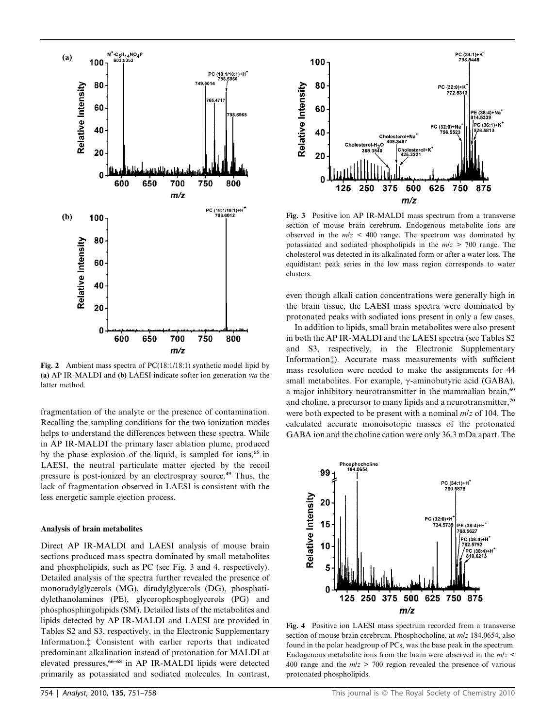**Fig. 2** Ambient mass spectra of PC(18:1/18:1) synthetic model lipid by **(a)** AP IR-MALDI and **(b)** LAESI indicate softer ion generation *via* the latter method.

fragmentation of the analyte or the presence of contamination. Recalling the sampling conditions for the two ionization modes helps to understand the differences between these spectra. While in AP IR-MALDI the primary laser ablation plume, produced by the phase explosion of the liquid, is sampled for ions,[65] in LAESI, the neutral particulate matter ejected by the recoil pressure is post-ionized by an electrospray source.[49] Thus, the lack of fragmentation observed in LAESI is consistent with the less energetic sample ejection process.

### Analysis of brain metabolites

Direct AP IR-MALDI and LAESI analysis of mouse brain sections produced mass spectra dominated by small metabolites and phospholipids, such as PC (see Fig. 3 and 4, respectively). Detailed analysis of the spectra further revealed the presence of monoradylglycerols (MG), diradylglycerols (DG), phosphatidylethanolamines (PE), glycerophosphoglycerols (PG) and phosphosphingolipids (SM). Detailed lists of the metabolites and lipids detected by AP IR-MALDI and LAESI are provided in Tables S2 and S3, respectively, in the Electronic Supplementary Information.‡ Consistent with earlier reports that indicated predominant alkalination instead of protonation for MALDI at elevated pressures,[66–68] in AP IR-MALDI lipids were detected primarily as potassiated and sodiated molecules. In contrast, even though alkali cation concentrations were generally high in the brain tissue, the LAESI mass spectra were dominated by protonated peaks with sodiated ions present in only a few cases.

**Fig. 3** Positive ion AP IR-MALDI mass spectrum from a transverse section of mouse brain cerebrum. Endogenous metabolite ions are observed in the $m/z$ < 400 range. The spectrum was dominated by potassiated and sodiated phospholipids in the $m/z$ > 700 range. The cholesterol was detected in its alkalinated form or after a water loss. The equidistant peak series in the low mass region corresponds to water clusters.

In addition to lipids, small brain metabolites were also present in both the AP IR-MALDI and the LAESI spectra (see Tables S2 and S3, respectively, in the Electronic Supplementary Information‡). Accurate mass measurements with sufficient mass resolution were needed to make the assignments for 44 small metabolites. For example, γ-aminobutyric acid (GABA), a major inhibitory neurotransmitter in the mammalian brain,[69] and choline, a precursor to many lipids and a neurotransmitter,[70] were both expected to be present with a nominal $m/z$ of 104. The calculated accurate monoisotopic masses of the protonated GABA ion and the choline cation were only 36.3 mDa apart. The

**Fig. 4** Positive ion LAESI mass spectrum recorded from a transverse section of mouse brain cerebrum. Phosphocholine, at $m/z$ 184.0654, also found in the polar headgroup of PCs, was the base peak in the spectrum. Endogenous metabolite ions from the brain were observed in the $m/z$ < 400 range and the $m/z$ > 700 region revealed the presence of various protonated phospholipids.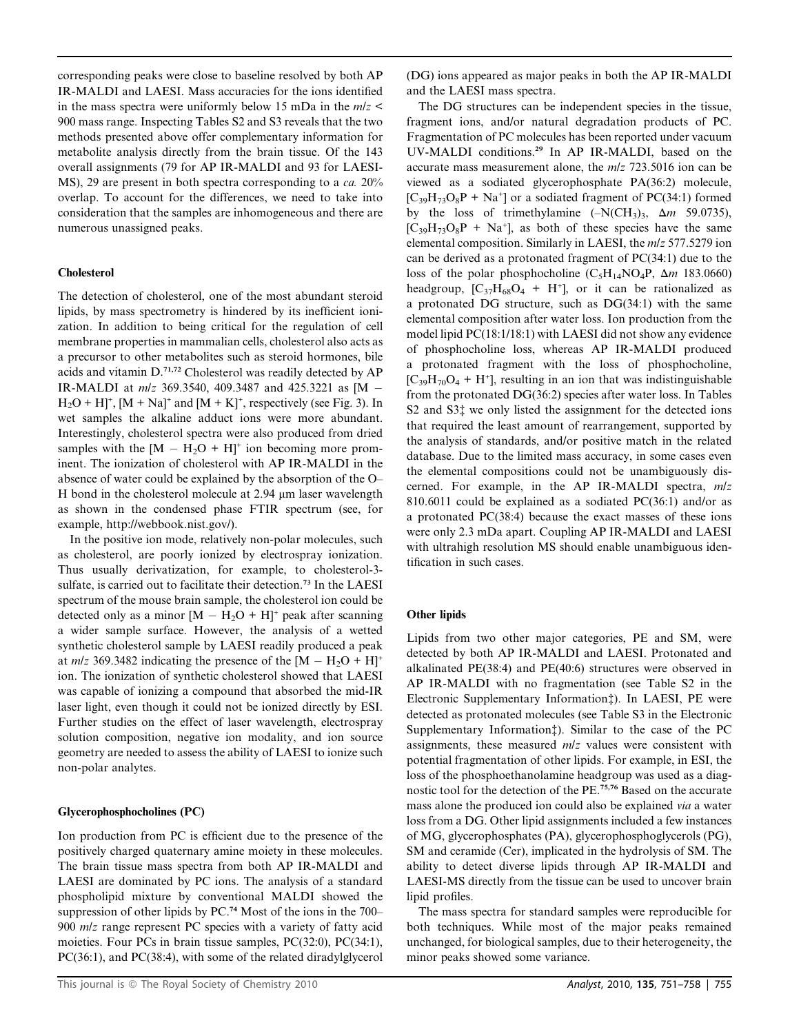corresponding peaks were close to baseline resolved by both AP IR-MALDI and LAESI. Mass accuracies for the ions identified in the mass spectra were uniformly below 15 mDa in the $m/z$ < 900 mass range. Inspecting Tables S2 and S3 reveals that the two methods presented above offer complementary information for metabolite analysis directly from the brain tissue. Of the 143 overall assignments (79 for AP IR-MALDI and 93 for LAESI-MS), 29 are present in both spectra corresponding to a *ca.* 20% overlap. To account for the differences, we need to take into consideration that the samples are inhomogeneous and there are numerous unassigned peaks.

### Cholesterol

The detection of cholesterol, one of the most abundant steroid lipids, by mass spectrometry is hindered by its inefficient ionization. In addition to being critical for the regulation of cell membrane properties in mammalian cells, cholesterol also acts as a precursor to other metabolites such as steroid hormones, bile acids and vitamin D.[71,72] Cholesterol was readily detected by AP IR-MALDI at $m/z$ 369.3540, 409.3487 and 425.3221 as $[M - H_2O + H]^+$, $[M + Na]^+$ and $[M + K]^+$, respectively (see Fig. 3). In wet samples the alkaline adduct ions were more abundant. Interestingly, cholesterol spectra were also produced from dried samples with the $[M - H_2O + H]^+$ ion becoming more prominent. The ionization of cholesterol with AP IR-MALDI in the absence of water could be explained by the absorption of the O–H bond in the cholesterol molecule at 2.94 μm laser wavelength as shown in the condensed phase FTIR spectrum (see, for example, http://webbook.nist.gov/).

In the positive ion mode, relatively non-polar molecules, such as cholesterol, are poorly ionized by electrospray ionization. Thus usually derivatization, for example, to cholesterol-3-sulfate, is carried out to facilitate their detection.[73] In the LAESI spectrum of the mouse brain sample, the cholesterol ion could be detected only as a minor $[M - H_2O + H]^+$ peak after scanning a wider sample surface. However, the analysis of a wetted synthetic cholesterol sample by LAESI readily produced a peak at $m/z$ 369.3482 indicating the presence of the $[M - H_2O + H]^+$ ion. The ionization of synthetic cholesterol showed that LAESI was capable of ionizing a compound that absorbed the mid-IR laser light, even though it could not be ionized directly by ESI. Further studies on the effect of laser wavelength, electrospray solution composition, negative ion modality, and ion source geometry are needed to assess the ability of LAESI to ionize such non-polar analytes.

### Glycerophosphocholines (PC)

Ion production from PC is efficient due to the presence of the positively charged quaternary amine moiety in these molecules. The brain tissue mass spectra from both AP IR-MALDI and LAESI are dominated by PC ions. The analysis of a standard phospholipid mixture by conventional MALDI showed the suppression of other lipids by PC.[74] Most of the ions in the 700–900 $m/z$ range represent PC species with a variety of fatty acid moieties. Four PCs in brain tissue samples, PC(32:0), PC(34:1), PC(36:1), and PC(38:4), with some of the related diradylglycerol (DG) ions appeared as major peaks in both the AP IR-MALDI and the LAESI mass spectra.

The DG structures can be independent species in the tissue, fragment ions, and/or natural degradation products of PC. Fragmentation of PC molecules has been reported under vacuum UV-MALDI conditions.[29] In AP IR-MALDI, based on the accurate mass measurement alone, the $m/z$ 723.5016 ion can be viewed as a sodiated glycerophosphate PA(36:2) molecule, $[C_{39}H_{73}O_8P + Na^+]$ or a sodiated fragment of PC(34:1) formed by the loss of trimethylamine ($-N(CH_3)_3$, $\Delta m$ 59.0735), $[C_{39}H_{73}O_8P + Na^+]$, as both of these species have the same elemental composition. Similarly in LAESI, the $m/z$ 577.5279 ion can be derived as a protonated fragment of PC(34:1) due to the loss of the polar phosphocholine ($C_5H_{14}NO_4P$, $\Delta m$ 183.0660) headgroup, $[C_{37}H_{68}O_4 + H^+]$, or it can be rationalized as a protonated DG structure, such as DG(34:1) with the same elemental composition after water loss. Ion production from the model lipid PC(18:1/18:1) with LAESI did not show any evidence of phosphocholine loss, whereas AP IR-MALDI produced a protonated fragment with the loss of phosphocholine, $[C_{39}H_{70}O_4 + H^+]$, resulting in an ion that was indistinguishable from the protonated DG(36:2) species after water loss. In Tables S2 and S3‡ we only listed the assignment for the detected ions that required the least amount of rearrangement, supported by the analysis of standards, and/or positive match in the related database. Due to the limited mass accuracy, in some cases even the elemental compositions could not be unambiguously discerned. For example, in the AP IR-MALDI spectra, $m/z$ 810.6011 could be explained as a sodiated PC(36:1) and/or as a protonated PC(38:4) because the exact masses of these ions were only 2.3 mDa apart. Coupling AP IR-MALDI and LAESI with ultrahigh resolution MS should enable unambiguous identification in such cases.

### Other lipids

Lipids from two other major categories, PE and SM, were detected by both AP IR-MALDI and LAESI. Protonated and alkalinated PE(38:4) and PE(40:6) structures were observed in AP IR-MALDI with no fragmentation (see Table S2 in the Electronic Supplementary Information‡). In LAESI, PE were detected as protonated molecules (see Table S3 in the Electronic Supplementary Information‡). Similar to the case of the PC assignments, these measured $m/z$ values were consistent with potential fragmentation of other lipids. For example, in ESI, the loss of the phosphoethanolamine headgroup was used as a diagnostic tool for the detection of the PE.[75,76] Based on the accurate mass alone the produced ion could also be explained *via* a water loss from a DG. Other lipid assignments included a few instances of MG, glycerophosphates (PA), glycerophosphoglycerols (PG), SM and ceramide (Cer), implicated in the hydrolysis of SM. The ability to detect diverse lipids through AP IR-MALDI and LAESI-MS directly from the tissue can be used to uncover brain lipid profiles.

The mass spectra for standard samples were reproducible for both techniques. While most of the major peaks remained unchanged, for biological samples, due to their heterogeneity, the minor peaks showed some variance.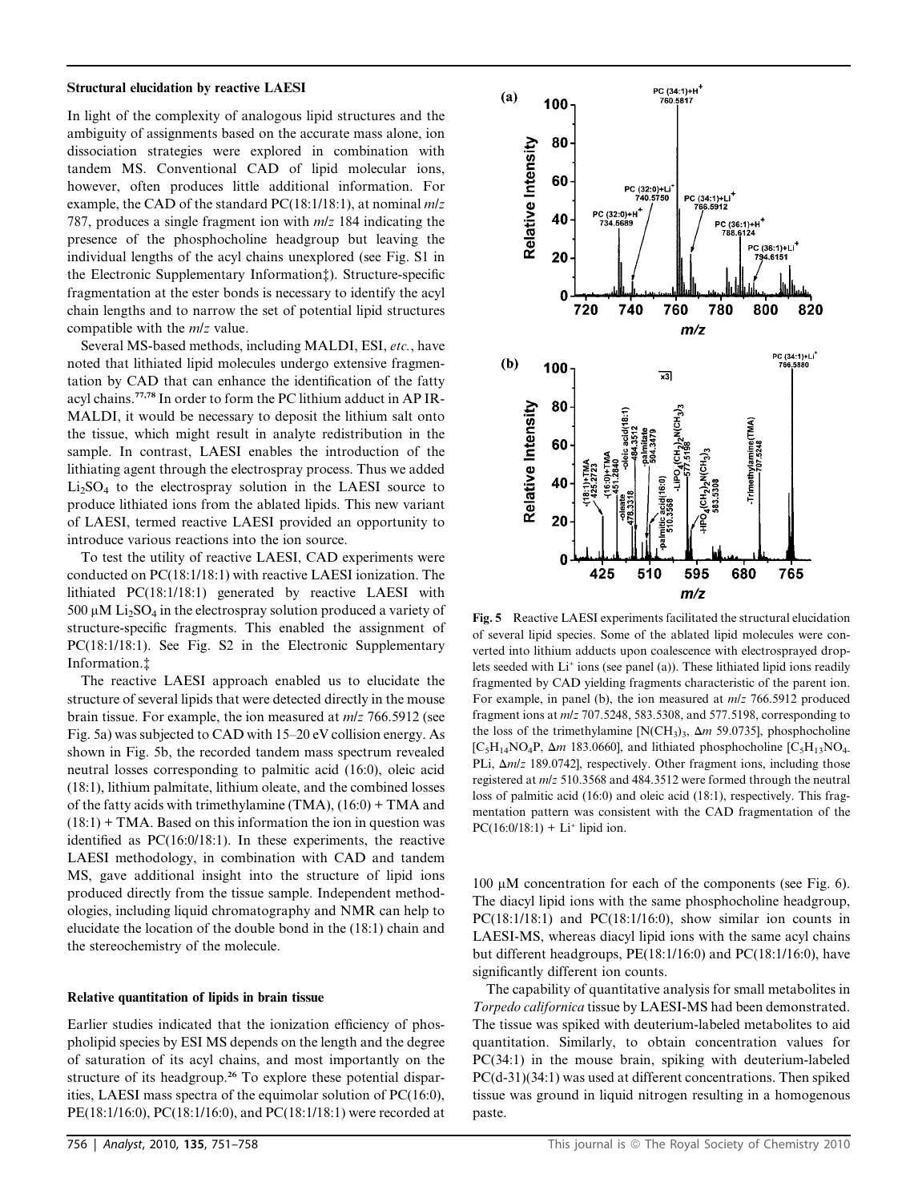### Structural elucidation by reactive LAESI

In light of the complexity of analogous lipid structures and the ambiguity of assignments based on the accurate mass alone, ion dissociation strategies were explored in combination with tandem MS. Conventional CAD of lipid molecular ions, however, often produces little additional information. For example, the CAD of the standard PC(18:1/18:1), at nominal *m/z* 787, produces a single fragment ion with *m/z* 184 indicating the presence of the phosphocholine headgroup but leaving the individual lengths of the acyl chains unexplored (see Fig. S1 in the Electronic Supplementary Information‡). Structure-specific fragmentation at the ester bonds is necessary to identify the acyl chain lengths and to narrow the set of potential lipid structures compatible with the *m/z* value.

Several MS-based methods, including MALDI, ESI, *etc.*, have noted that lithiated lipid molecules undergo extensive fragmentation by CAD that can enhance the identification of the fatty acyl chains.[77,78] In order to form the PC lithium adduct in AP IR-MALDI, it would be necessary to deposit the lithium salt onto the tissue, which might result in analyte redistribution in the sample. In contrast, LAESI enables the introduction of the lithiating agent through the electrospray process. Thus we added $Li_2SO_4$ to the electrospray solution in the LAESI source to produce lithiated ions from the ablated lipids. This new variant of LAESI, termed reactive LAESI provided an opportunity to introduce various reactions into the ion source.

To test the utility of reactive LAESI, CAD experiments were conducted on PC(18:1/18:1) with reactive LAESI ionization. The lithiated PC(18:1/18:1) generated by reactive LAESI with 500 μM $Li_2SO_4$ in the electrospray solution produced a variety of structure-specific fragments. This enabled the assignment of PC(18:1/18:1). See Fig. S2 in the Electronic Supplementary Information.‡

The reactive LAESI approach enabled us to elucidate the structure of several lipids that were detected directly in the mouse brain tissue. For example, the ion measured at *m/z* 766.5912 (see Fig. 5a) was subjected to CAD with 15–20 eV collision energy. As shown in Fig. 5b, the recorded tandem mass spectrum revealed neutral losses corresponding to palmitic acid (16:0), oleic acid (18:1), lithium palmitate, lithium oleate, and the combined losses of the fatty acids with trimethylamine (TMA), (16:0) + TMA and (18:1) + TMA. Based on this information the ion in question was identified as PC(16:0/18:1). In these experiments, the reactive LAESI methodology, in combination with CAD and tandem MS, gave additional insight into the structure of lipid ions produced directly from the tissue sample. Independent methodologies, including liquid chromatography and NMR can help to elucidate the location of the double bond in the (18:1) chain and the stereochemistry of the molecule.

**Fig. 5** Reactive LAESI experiments facilitated the structural elucidation of several lipid species. Some of the ablated lipid molecules were converted into lithium adducts upon coalescence with electrosprayed droplets seeded with $Li^+$ ions (see panel (a)). These lithiated lipid ions readily fragmented by CAD yielding fragments characteristic of the parent ion. For example, in panel (b), the ion measured at *m/z* 766.5912 produced fragment ions at *m/z* 707.5248, 583.5308, and 577.5198, corresponding to the loss of the trimethylamine [$N(CH_3)_3$, $\Delta m$ 59.0735], phosphocholine [$C_5H_{14}NO_4P$, $\Delta m$ 183.0660], and lithiated phosphocholine [$C_5H_{13}NO_4PLi$, $\Delta m/z$ 189.0742], respectively. Other fragment ions, including those registered at *m/z* 510.3568 and 484.3512 were formed through the neutral loss of palmitic acid (16:0) and oleic acid (18:1), respectively. This fragmentation pattern was consistent with the CAD fragmentation of the PC(16:0/18:1) + $Li^+$ lipid ion.

### Relative quantitation of lipids in brain tissue

Earlier studies indicated that the ionization efficiency of phospholipid species by ESI MS depends on the length and the degree of saturation of its acyl chains, and most importantly on the structure of its headgroup.[26] To explore these potential disparities, LAESI mass spectra of the equimolar solution of PC(16:0), PE(18:1/16:0), PC(18:1/16:0), and PC(18:1/18:1) were recorded at 100 μM concentration for each of the components (see Fig. 6). The diacyl lipid ions with the same phosphocholine headgroup, PC(18:1/18:1) and PC(18:1/16:0), show similar ion counts in LAESI-MS, whereas diacyl lipid ions with the same acyl chains but different headgroups, PE(18:1/16:0) and PC(18:1/16:0), have significantly different ion counts.

The capability of quantitative analysis for small metabolites in *Torpedo californica* tissue by LAESI-MS had been demonstrated. The tissue was spiked with deuterium-labeled metabolites to aid quantitation. Similarly, to obtain concentration values for PC(34:1) in the mouse brain, spiking with deuterium-labeled PC(d-31)(34:1) was used at different concentrations. Then spiked tissue was ground in liquid nitrogen resulting in a homogenous paste.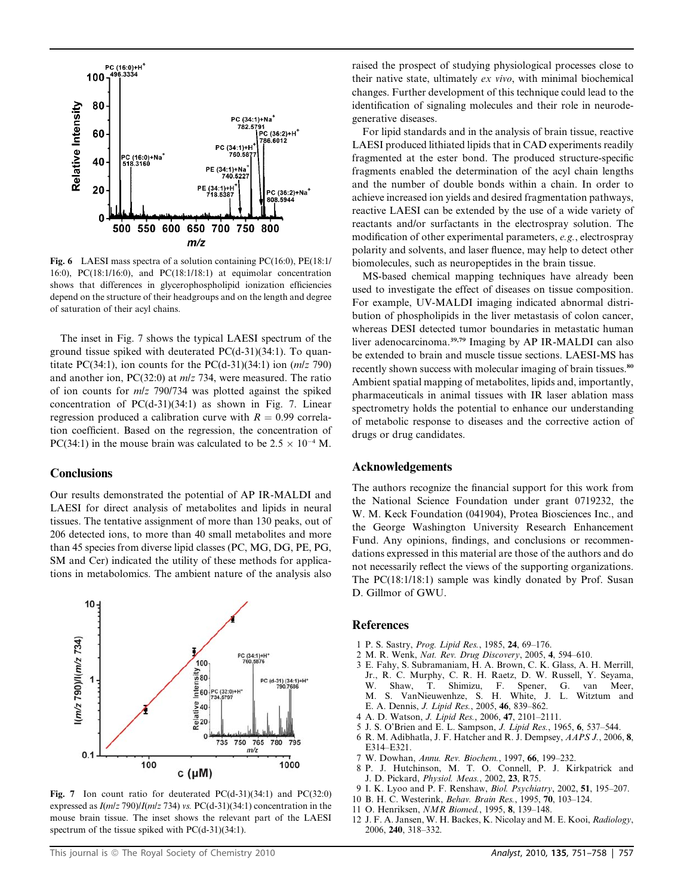Fig. 6 LAESI mass spectra of a solution containing PC(16:0), PE(18:1/16:0), PC(18:1/16:0), and PC(18:1/18:1) at equimolar concentration shows that differences in glycerophospholipid ionization efficiencies depend on the structure of their headgroups and on the length and degree of saturation of their acyl chains.

The inset in Fig. 7 shows the typical LAESI spectrum of the ground tissue spiked with deuterated PC(d-31)(34:1). To quantitate PC(34:1), ion counts for the PC(d-31)(34:1) ion (*m/z* 790) and another ion, PC(32:0) at *m/z* 734, were measured. The ratio of ion counts for *m/z* 790/734 was plotted against the spiked concentration of PC(d-31)(34:1) as shown in Fig. 7. Linear regression produced a calibration curve with $R = 0.99$ correlation coefficient. Based on the regression, the concentration of PC(34:1) in the mouse brain was calculated to be $2.5 \times 10^{-4}$ M.

## Conclusions

Our results demonstrated the potential of AP IR-MALDI and LAESI for direct analysis of metabolites and lipids in neural tissues. The tentative assignment of more than 130 peaks, out of 206 detected ions, to more than 40 small metabolites and more than 45 species from diverse lipid classes (PC, MG, DG, PE, PG, SM and Cer) indicated the utility of these methods for applications in metabolomics. The ambient nature of the analysis also raised the prospect of studying physiological processes close to their native state, ultimately *ex vivo*, with minimal biochemical changes. Further development of this technique could lead to the identification of signaling molecules and their role in neurodegenerative diseases.

For lipid standards and in the analysis of brain tissue, reactive LAESI produced lithiated lipids that in CAD experiments readily fragmented at the ester bond. The produced structure-specific fragments enabled the determination of the acyl chain lengths and the number of double bonds within a chain. In order to achieve increased ion yields and desired fragmentation pathways, reactive LAESI can be extended by the use of a wide variety of reactants and/or surfactants in the electrospray solution. The modification of other experimental parameters, *e.g.*, electrospray polarity and solvents, and laser fluence, may help to detect other biomolecules, such as neuropeptides in the brain tissue.

MS-based chemical mapping techniques have already been used to investigate the effect of diseases on tissue composition. For example, UV-MALDI imaging indicated abnormal distribution of phospholipids in the liver metastasis of colon cancer, whereas DESI detected tumor boundaries in metastatic human liver adenocarcinoma.[39,79] Imaging by AP IR-MALDI can also be extended to brain and muscle tissue sections. LAESI-MS has recently shown success with molecular imaging of brain tissues.[80] Ambient spatial mapping of metabolites, lipids and, importantly, pharmaceuticals in animal tissues with IR laser ablation mass spectrometry holds the potential to enhance our understanding of metabolic response to diseases and the corrective action of drugs or drug candidates.

Fig. 7 Ion count ratio for deuterated PC(d-31)(34:1) and PC(32:0) expressed as $I(m/z\ 790)/I(m/z\ 734)$ *vs.* PC(d-31)(34:1) concentration in the mouse brain tissue. The inset shows the relevant part of the LAESI spectrum of the tissue spiked with PC(d-31)(34:1).

## Acknowledgements

The authors recognize the financial support for this work from the National Science Foundation under grant 0719232, the W. M. Keck Foundation (041904), Protea Biosciences Inc., and the George Washington University Research Enhancement Fund. Any opinions, findings, and conclusions or recommendations expressed in this material are those of the authors and do not necessarily reflect the views of the supporting organizations. The PC(18:1/18:1) sample was kindly donated by Prof. Susan D. Gillmor of GWU.

## References

1 P. S. Sastry, *Prog. Lipid Res.*, 1985, **24**, 69–176.
2 M. R. Wenk, *Nat. Rev. Drug Discovery*, 2005, **4**, 594–610.
3 E. Fahy, S. Subramaniam, H. A. Brown, C. K. Glass, A. H. Merrill, Jr., R. C. Murphy, C. R. H. Raetz, D. W. Russell, Y. Seyama, W. Shaw, T. Shimizu, F. Spener, G. van Meer, M. S. VanNieuwenhze, S. H. White, J. L. Witztum and E. A. Dennis, *J. Lipid Res.*, 2005, **46**, 839–862.
4 A. D. Watson, *J. Lipid Res.*, 2006, **47**, 2101–2111.
5 J. S. O'Brien and E. L. Sampson, *J. Lipid Res.*, 1965, **6**, 537–544.
6 R. M. Adibhatla, J. F. Hatcher and R. J. Dempsey, *AAPS J.*, 2006, **8**, E314–E321.
7 W. Dowhan, *Annu. Rev. Biochem.*, 1997, **66**, 199–232.
8 P. J. Hutchinson, M. T. O. Connell, P. J. Kirkpatrick and J. D. Pickard, *Physiol. Meas.*, 2002, **23**, R75.
9 I. K. Lyoo and P. F. Renshaw, *Biol. Psychiatry*, 2002, **51**, 195–207.
10 B. H. C. Westerink, *Behav. Brain Res.*, 1995, **70**, 103–124.
11 O. Henriksen, *NMR Biomed.*, 1995, **8**, 139–148.
12 J. F. A. Jansen, W. H. Backes, K. Nicolay and M. E. Kooi, *Radiology*, 2006, **240**, 318–332.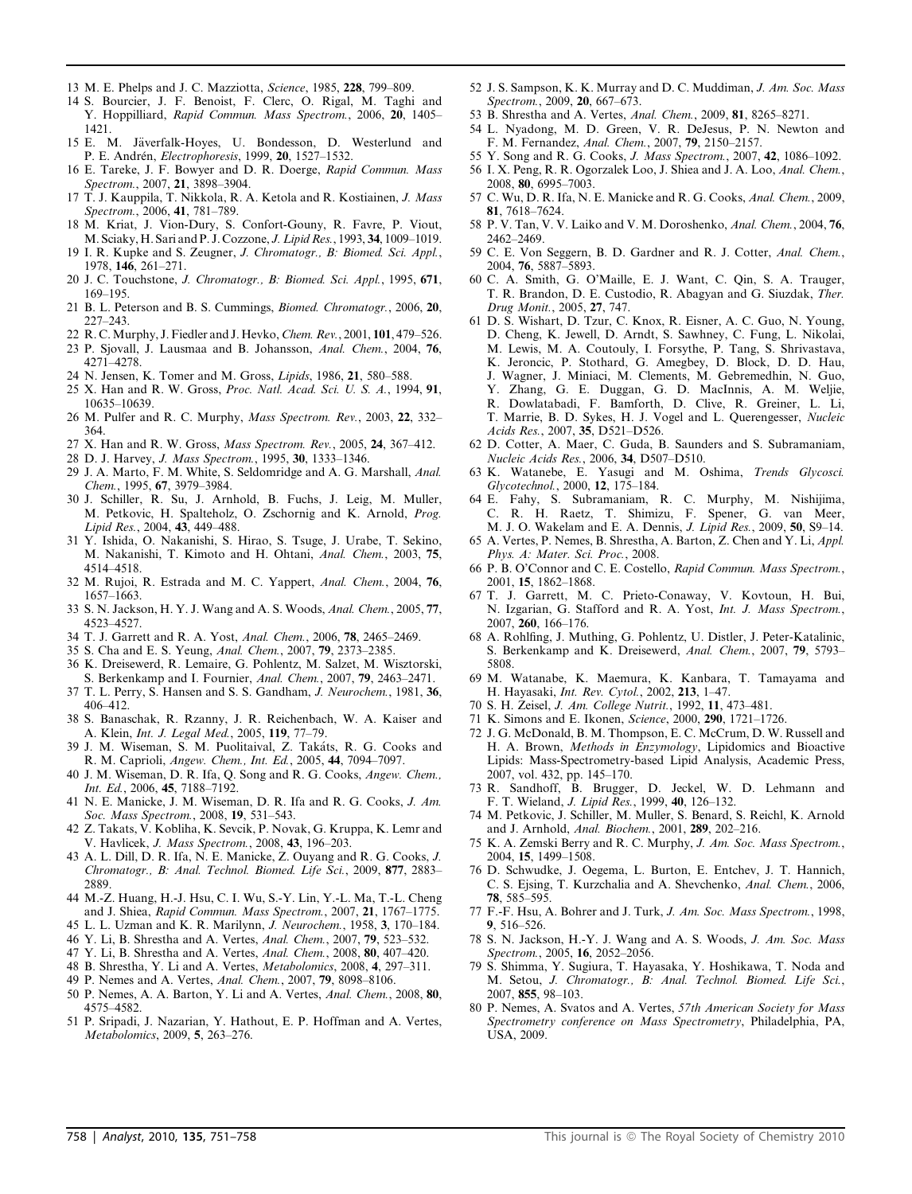13 M. E. Phelps and J. C. Mazziotta, *Science*, 1985, **228**, 799–809.
14 S. Bourcier, J. F. Benoist, F. Clerc, O. Rigal, M. Taghi and Y. Hoppilliard, *Rapid Commun. Mass Spectrom.*, 2006, **20**, 1405–1421.
15 E. M. Jäverfalk-Hoyes, U. Bondesson, D. Westerlund and P. E. Andrén, *Electrophoresis*, 1999, **20**, 1527–1532.
16 E. Tareke, J. F. Bowyer and D. R. Doerge, *Rapid Commun. Mass Spectrom.*, 2007, **21**, 3898–3904.
17 T. J. Kauppila, T. Nikkola, R. A. Ketola and R. Kostiainen, *J. Mass Spectrom.*, 2006, **41**, 781–789.
18 M. Kriat, J. Vion-Dury, S. Confort-Gouny, R. Favre, P. Viout, M. Sciaky, H. Sari and P. J. Cozzone, *J. Lipid Res.*, 1993, **34**, 1009–1019.
19 I. R. Kupke and S. Zeugner, *J. Chromatogr., B: Biomed. Sci. Appl.*, 1978, **146**, 261–271.
20 J. C. Touchstone, *J. Chromatogr., B: Biomed. Sci. Appl.*, 1995, **671**, 169–195.
21 B. L. Peterson and B. S. Cummings, *Biomed. Chromatogr.*, 2006, **20**, 227–243.
22 R. C. Murphy, J. Fiedler and J. Hevko, *Chem. Rev.*, 2001, **101**, 479–526.
23 P. Sjovall, J. Lausmaa and B. Johansson, *Anal. Chem.*, 2004, **76**, 4271–4278.
24 N. Jensen, K. Tomer and M. Gross, *Lipids*, 1986, **21**, 580–588.
25 X. Han and R. W. Gross, *Proc. Natl. Acad. Sci. U. S. A.*, 1994, **91**, 10635–10639.
26 M. Pulfer and R. C. Murphy, *Mass Spectrom. Rev.*, 2003, **22**, 332–364.
27 X. Han and R. W. Gross, *Mass Spectrom. Rev.*, 2005, **24**, 367–412.
28 D. J. Harvey, *J. Mass Spectrom.*, 1995, **30**, 1333–1346.
29 J. A. Marto, F. M. White, S. Seldomridge and A. G. Marshall, *Anal. Chem.*, 1995, **67**, 3979–3984.
30 J. Schiller, R. Su, J. Arnhold, B. Fuchs, J. Leig, M. Muller, M. Petkovic, H. Spalteholz, O. Zschornig and K. Arnold, *Prog. Lipid Res.*, 2004, **43**, 449–488.
31 Y. Ishida, O. Nakanishi, S. Hirao, S. Tsuge, J. Urabe, T. Sekino, M. Nakanishi, T. Kimoto and H. Ohtani, *Anal. Chem.*, 2003, **75**, 4514–4518.
32 M. Rujoi, R. Estrada and M. C. Yappert, *Anal. Chem.*, 2004, **76**, 1657–1663.
33 S. N. Jackson, H. Y. J. Wang and A. S. Woods, *Anal. Chem.*, 2005, **77**, 4523–4527.
34 T. J. Garrett and R. A. Yost, *Anal. Chem.*, 2006, **78**, 2465–2469.
35 S. Cha and E. S. Yeung, *Anal. Chem.*, 2007, **79**, 2373–2385.
36 K. Dreisewerd, R. Lemaire, G. Pohlentz, M. Salzet, M. Wisztorski, S. Berkenkamp and I. Fournier, *Anal. Chem.*, 2007, **79**, 2463–2471.
37 T. L. Perry, S. Hansen and S. S. Gandham, *J. Neurochem.*, 1981, **36**, 406–412.
38 S. Banaschak, R. Rzanny, J. R. Reichenbach, W. A. Kaiser and A. Klein, *Int. J. Legal Med.*, 2005, **119**, 77–79.
39 J. M. Wiseman, S. M. Puolitaival, Z. Takáts, R. G. Cooks and R. M. Caprioli, *Angew. Chem., Int. Ed.*, 2005, **44**, 7094–7097.
40 J. M. Wiseman, D. R. Ifa, Q. Song and R. G. Cooks, *Angew. Chem., Int. Ed.*, 2006, **45**, 7188–7192.
41 N. E. Manicke, J. M. Wiseman, D. R. Ifa and R. G. Cooks, *J. Am. Soc. Mass Spectrom.*, 2008, **19**, 531–543.
42 Z. Takats, V. Kobliha, K. Sevcik, P. Novak, G. Kruppa, K. Lemr and V. Havlicek, *J. Mass Spectrom.*, 2008, **43**, 196–203.
43 A. L. Dill, D. R. Ifa, N. E. Manicke, Z. Ouyang and R. G. Cooks, *J. Chromatogr., B: Anal. Technol. Biomed. Life Sci.*, 2009, **877**, 2883–2889.
44 M.-Z. Huang, H.-J. Hsu, C. I. Wu, S.-Y. Lin, Y.-L. Ma, T.-L. Cheng and J. Shiea, *Rapid Commun. Mass Spectrom.*, 2007, **21**, 1767–1775.
45 L. L. Uzman and K. R. Marilynn, *J. Neurochem.*, 1958, **3**, 170–184.
46 Y. Li, B. Shrestha and A. Vertes, *Anal. Chem.*, 2007, **79**, 523–532.
47 Y. Li, B. Shrestha and A. Vertes, *Anal. Chem.*, 2008, **80**, 407–420.
48 B. Shrestha, Y. Li and A. Vertes, *Metabolomics*, 2008, **4**, 297–311.
49 P. Nemes and A. Vertes, *Anal. Chem.*, 2007, **79**, 8098–8106.
50 P. Nemes, A. A. Barton, Y. Li and A. Vertes, *Anal. Chem.*, 2008, **80**, 4575–4582.
51 P. Sripadi, J. Nazarian, Y. Hathout, E. P. Hoffman and A. Vertes, *Metabolomics*, 2009, **5**, 263–276.
52 J. S. Sampson, K. K. Murray and D. C. Muddiman, *J. Am. Soc. Mass Spectrom.*, 2009, **20**, 667–673.
53 B. Shrestha and A. Vertes, *Anal. Chem.*, 2009, **81**, 8265–8271.
54 L. Nyadong, M. D. Green, V. R. DeJesus, P. N. Newton and F. M. Fernandez, *Anal. Chem.*, 2007, **79**, 2150–2157.
55 Y. Song and R. G. Cooks, *J. Mass Spectrom.*, 2007, **42**, 1086–1092.
56 I. X. Peng, R. R. Ogorzalek Loo, J. Shiea and J. A. Loo, *Anal. Chem.*, 2008, **80**, 6995–7003.
57 C. Wu, D. R. Ifa, N. E. Manicke and R. G. Cooks, *Anal. Chem.*, 2009, **81**, 7618–7624.
58 P. V. Tan, V. V. Laiko and V. M. Doroshenko, *Anal. Chem.*, 2004, **76**, 2462–2469.
59 C. E. Von Seggern, B. D. Gardner and R. J. Cotter, *Anal. Chem.*, 2004, **76**, 5887–5893.
60 C. A. Smith, G. O'Maille, E. J. Want, C. Qin, S. A. Trauger, T. R. Brandon, D. E. Custodio, R. Abagyan and G. Siuzdak, *Ther. Drug Monit.*, 2005, **27**, 747.
61 D. S. Wishart, D. Tzur, C. Knox, R. Eisner, A. C. Guo, N. Young, D. Cheng, K. Jewell, D. Arndt, S. Sawhney, C. Fung, L. Nikolai, M. Lewis, M. A. Coutouly, I. Forsythe, P. Tang, S. Shrivastava, K. Jeroncic, P. Stothard, G. Amegbey, D. Block, D. D. Hau, J. Wagner, J. Miniaci, M. Clements, M. Gebremedhin, N. Guo, Y. Zhang, G. E. Duggan, G. D. MacInnis, A. M. Weljie, R. Dowlatabadi, F. Bamforth, D. Clive, R. Greiner, L. Li, T. Marrie, B. D. Sykes, H. J. Vogel and L. Querengesser, *Nucleic Acids Res.*, 2007, **35**, D521–D526.
62 D. Cotter, A. Maer, C. Guda, B. Saunders and S. Subramaniam, *Nucleic Acids Res.*, 2006, **34**, D507–D510.
63 K. Watanebe, E. Yasugi and M. Oshima, *Trends Glycosci. Glycotechnol.*, 2000, **12**, 175–184.
64 E. Fahy, S. Subramaniam, R. C. Murphy, M. Nishijima, C. R. H. Raetz, T. Shimizu, F. Spener, G. van Meer, M. J. O. Wakelam and E. A. Dennis, *J. Lipid Res.*, 2009, **50**, S9–14.
65 A. Vertes, P. Nemes, B. Shrestha, A. Barton, Z. Chen and Y. Li, *Appl. Phys. A: Mater. Sci. Proc.*, 2008.
66 P. B. O'Connor and C. E. Costello, *Rapid Commun. Mass Spectrom.*, 2001, **15**, 1862–1868.
67 T. J. Garrett, M. C. Prieto-Conaway, V. Kovtoun, H. Bui, N. Izgarian, G. Stafford and R. A. Yost, *Int. J. Mass Spectrom.*, 2007, **260**, 166–176.
68 A. Rohlfing, J. Muthing, G. Pohlentz, U. Distler, J. Peter-Katalinic, S. Berkenkamp and K. Dreisewerd, *Anal. Chem.*, 2007, **79**, 5793–5808.
69 M. Watanabe, K. Maemura, K. Kanbara, T. Tamayama and H. Hayasaki, *Int. Rev. Cytol.*, 2002, **213**, 1–47.
70 S. H. Zeisel, *J. Am. College Nutrit.*, 1992, **11**, 473–481.
71 K. Simons and E. Ikonen, *Science*, 2000, **290**, 1721–1726.
72 J. G. McDonald, B. M. Thompson, E. C. McCrum, D. W. Russell and H. A. Brown, *Methods in Enzymology*, Lipidomics and Bioactive Lipids: Mass-Spectrometry-based Lipid Analysis, Academic Press, 2007, vol. 432, pp. 145–170.
73 R. Sandhoff, B. Brugger, D. Jeckel, W. D. Lehmann and F. T. Wieland, *J. Lipid Res.*, 1999, **40**, 126–132.
74 M. Petkovic, J. Schiller, M. Muller, S. Benard, S. Reichl, K. Arnold and J. Arnhold, *Anal. Biochem.*, 2001, **289**, 202–216.
75 K. A. Zemski Berry and R. C. Murphy, *J. Am. Soc. Mass Spectrom.*, 2004, **15**, 1499–1508.
76 D. Schwudke, J. Oegema, L. Burton, E. Entchev, J. T. Hannich, C. S. Ejsing, T. Kurzchalia and A. Shevchenko, *Anal. Chem.*, 2006, **78**, 585–595.
77 F.-F. Hsu, A. Bohrer and J. Turk, *J. Am. Soc. Mass Spectrom.*, 1998, **9**, 516–526.
78 S. N. Jackson, H.-Y. J. Wang and A. S. Woods, *J. Am. Soc. Mass Spectrom.*, 2005, **16**, 2052–2056.
79 S. Shimma, Y. Sugiura, T. Hayasaka, Y. Hoshikawa, T. Noda and M. Setou, *J. Chromatogr., B: Anal. Technol. Biomed. Life Sci.*, 2007, **855**, 98–103.
80 P. Nemes, A. Svatos and A. Vertes, *57th American Society for Mass Spectrometry conference on Mass Spectrometry*, Philadelphia, PA, USA, 2009.